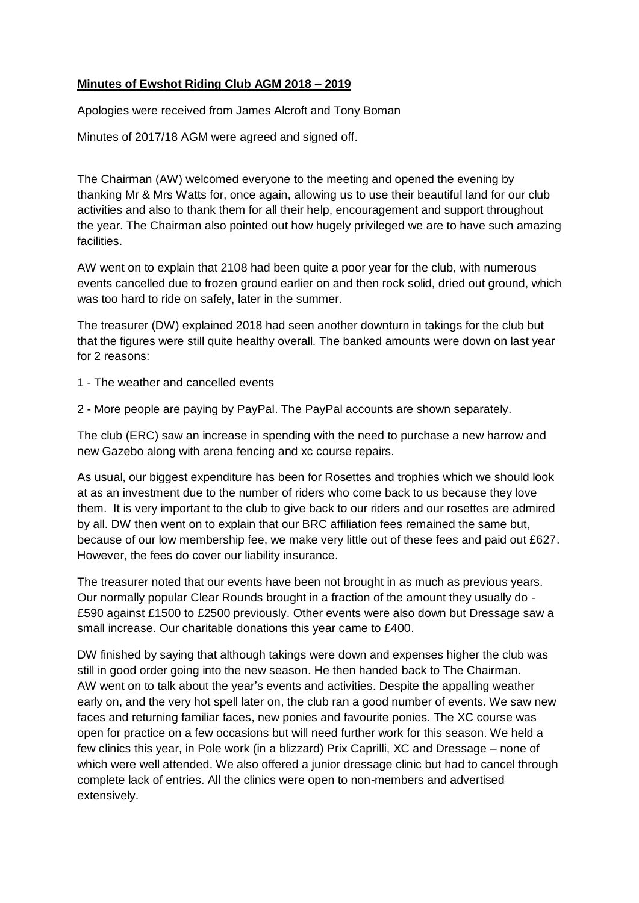**Minutes of Ewshot Riding Club AGM 2018 – 2019**

Apologies were received from James Alcroft and Tony Boman

Minutes of 2017/18 AGM were agreed and signed off.

The Chairman (AW) welcomed everyone to the meeting and opened the evening by thanking Mr & Mrs Watts for, once again, allowing us to use their beautiful land for our club activities and also to thank them for all their help, encouragement and support throughout the year. The Chairman also pointed out how hugely privileged we are to have such amazing facilities.

AW went on to explain that 2108 had been quite a poor year for the club, with numerous events cancelled due to frozen ground earlier on and then rock solid, dried out ground, which was too hard to ride on safely, later in the summer.

The treasurer (DW) explained 2018 had seen another downturn in takings for the club but that the figures were still quite healthy overall. The banked amounts were down on last year for 2 reasons:

1 - The weather and cancelled events

2 - More people are paying by PayPal. The PayPal accounts are shown separately.

The club (ERC) saw an increase in spending with the need to purchase a new harrow and new Gazebo along with arena fencing and xc course repairs.

As usual, our biggest expenditure has been for Rosettes and trophies which we should look at as an investment due to the number of riders who come back to us because they love them. It is very important to the club to give back to our riders and our rosettes are admired by all. DW then went on to explain that our BRC affiliation fees remained the same but, because of our low membership fee, we make very little out of these fees and paid out £627. However, the fees do cover our liability insurance.

The treasurer noted that our events have been not brought in as much as previous years. Our normally popular Clear Rounds brought in a fraction of the amount they usually do - £590 against £1500 to £2500 previously. Other events were also down but Dressage saw a small increase. Our charitable donations this year came to £400.

DW finished by saying that although takings were down and expenses higher the club was still in good order going into the new season. He then handed back to The Chairman.
AW went on to talk about the year's events and activities. Despite the appalling weather early on, and the very hot spell later on, the club ran a good number of events. We saw new faces and returning familiar faces, new ponies and favourite ponies. The XC course was open for practice on a few occasions but will need further work for this season. We held a few clinics this year, in Pole work (in a blizzard) Prix Caprilli, XC and Dressage – none of which were well attended. We also offered a junior dressage clinic but had to cancel through complete lack of entries. All the clinics were open to non-members and advertised extensively.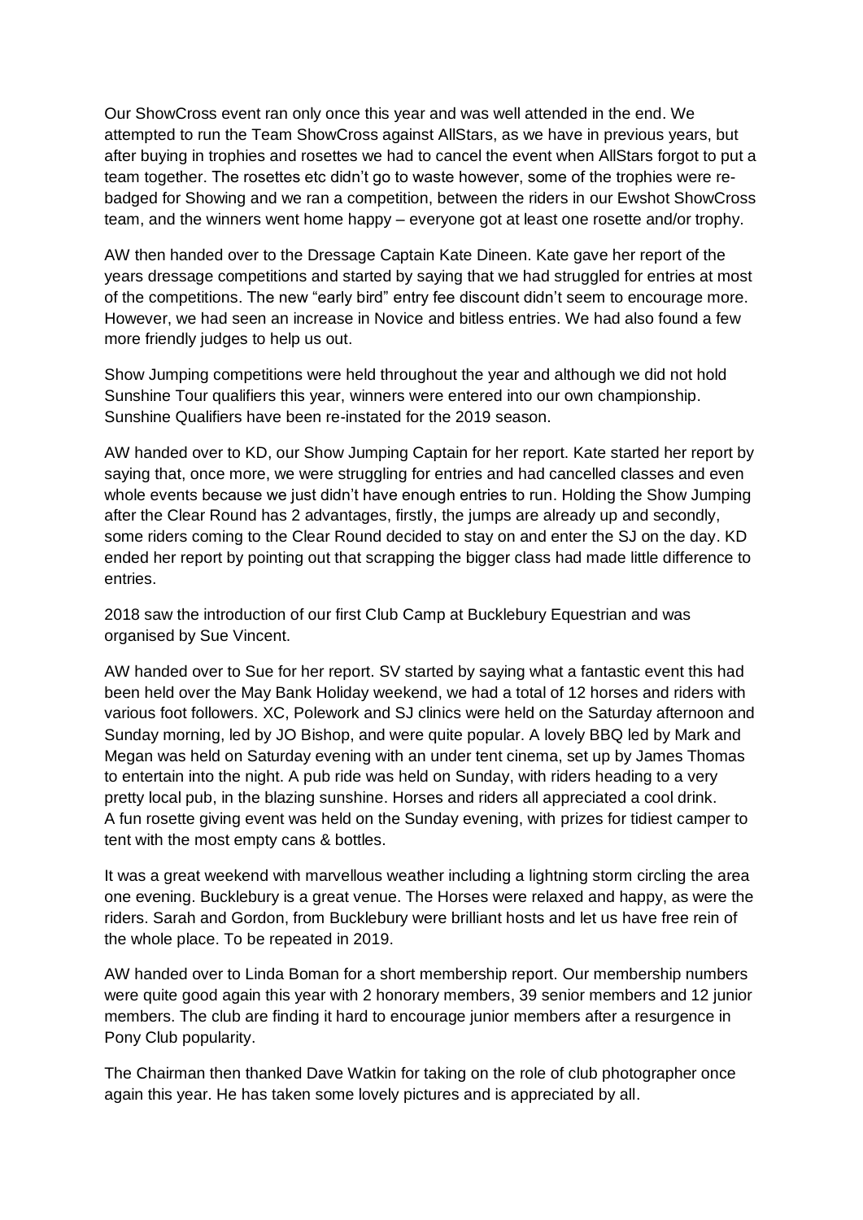Our ShowCross event ran only once this year and was well attended in the end. We attempted to run the Team ShowCross against AllStars, as we have in previous years, but after buying in trophies and rosettes we had to cancel the event when AllStars forgot to put a team together. The rosettes etc didn't go to waste however, some of the trophies were re-badged for Showing and we ran a competition, between the riders in our Ewshot ShowCross team, and the winners went home happy – everyone got at least one rosette and/or trophy.

AW then handed over to the Dressage Captain Kate Dineen. Kate gave her report of the years dressage competitions and started by saying that we had struggled for entries at most of the competitions. The new "early bird" entry fee discount didn't seem to encourage more. However, we had seen an increase in Novice and bitless entries. We had also found a few more friendly judges to help us out.

Show Jumping competitions were held throughout the year and although we did not hold Sunshine Tour qualifiers this year, winners were entered into our own championship. Sunshine Qualifiers have been re-instated for the 2019 season.

AW handed over to KD, our Show Jumping Captain for her report. Kate started her report by saying that, once more, we were struggling for entries and had cancelled classes and even whole events because we just didn't have enough entries to run. Holding the Show Jumping after the Clear Round has 2 advantages, firstly, the jumps are already up and secondly, some riders coming to the Clear Round decided to stay on and enter the SJ on the day. KD ended her report by pointing out that scrapping the bigger class had made little difference to entries.

2018 saw the introduction of our first Club Camp at Bucklebury Equestrian and was organised by Sue Vincent.

AW handed over to Sue for her report. SV started by saying what a fantastic event this had been held over the May Bank Holiday weekend, we had a total of 12 horses and riders with various foot followers. XC, Polework and SJ clinics were held on the Saturday afternoon and Sunday morning, led by JO Bishop, and were quite popular. A lovely BBQ led by Mark and Megan was held on Saturday evening with an under tent cinema, set up by James Thomas to entertain into the night. A pub ride was held on Sunday, with riders heading to a very pretty local pub, in the blazing sunshine. Horses and riders all appreciated a cool drink. A fun rosette giving event was held on the Sunday evening, with prizes for tidiest camper to tent with the most empty cans & bottles.

It was a great weekend with marvellous weather including a lightning storm circling the area one evening. Bucklebury is a great venue. The Horses were relaxed and happy, as were the riders. Sarah and Gordon, from Bucklebury were brilliant hosts and let us have free rein of the whole place. To be repeated in 2019.

AW handed over to Linda Boman for a short membership report. Our membership numbers were quite good again this year with 2 honorary members, 39 senior members and 12 junior members. The club are finding it hard to encourage junior members after a resurgence in Pony Club popularity.

The Chairman then thanked Dave Watkin for taking on the role of club photographer once again this year. He has taken some lovely pictures and is appreciated by all.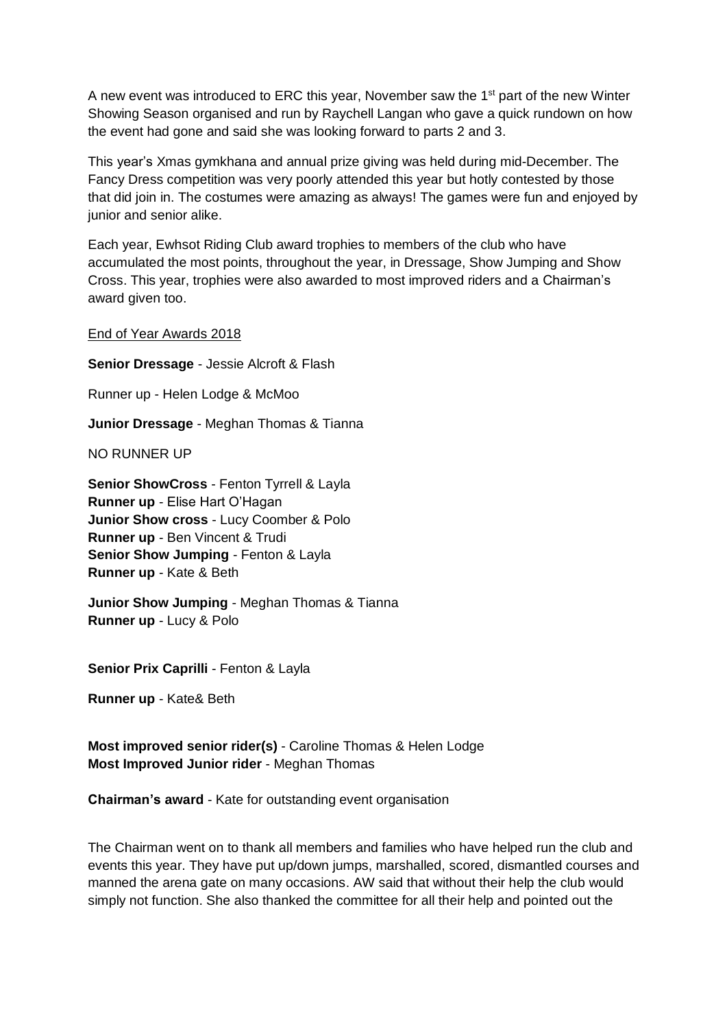A new event was introduced to ERC this year, November saw the 1st part of the new Winter Showing Season organised and run by Raychell Langan who gave a quick rundown on how the event had gone and said she was looking forward to parts 2 and 3.

This year's Xmas gymkhana and annual prize giving was held during mid-December. The Fancy Dress competition was very poorly attended this year but hotly contested by those that did join in. The costumes were amazing as always! The games were fun and enjoyed by junior and senior alike.

Each year, Ewhsot Riding Club award trophies to members of the club who have accumulated the most points, throughout the year, in Dressage, Show Jumping and Show Cross. This year, trophies were also awarded to most improved riders and a Chairman's award given too.

<u>End of Year Awards 2018</u>

**Senior Dressage** - Jessie Alcroft & Flash

Runner up - Helen Lodge & McMoo

**Junior Dressage** - Meghan Thomas & Tianna

NO RUNNER UP

**Senior ShowCross** - Fenton Tyrrell & Layla
**Runner up** - Elise Hart O'Hagan
**Junior Show cross** - Lucy Coomber & Polo
**Runner up** - Ben Vincent & Trudi
**Senior Show Jumping** - Fenton & Layla
**Runner up** - Kate & Beth

**Junior Show Jumping** - Meghan Thomas & Tianna
**Runner up** - Lucy & Polo

**Senior Prix Caprilli** - Fenton & Layla

**Runner up** - Kate& Beth

**Most improved senior rider(s)** - Caroline Thomas & Helen Lodge
**Most Improved Junior rider** - Meghan Thomas

**Chairman's award** - Kate for outstanding event organisation

The Chairman went on to thank all members and families who have helped run the club and events this year. They have put up/down jumps, marshalled, scored, dismantled courses and manned the arena gate on many occasions. AW said that without their help the club would simply not function. She also thanked the committee for all their help and pointed out the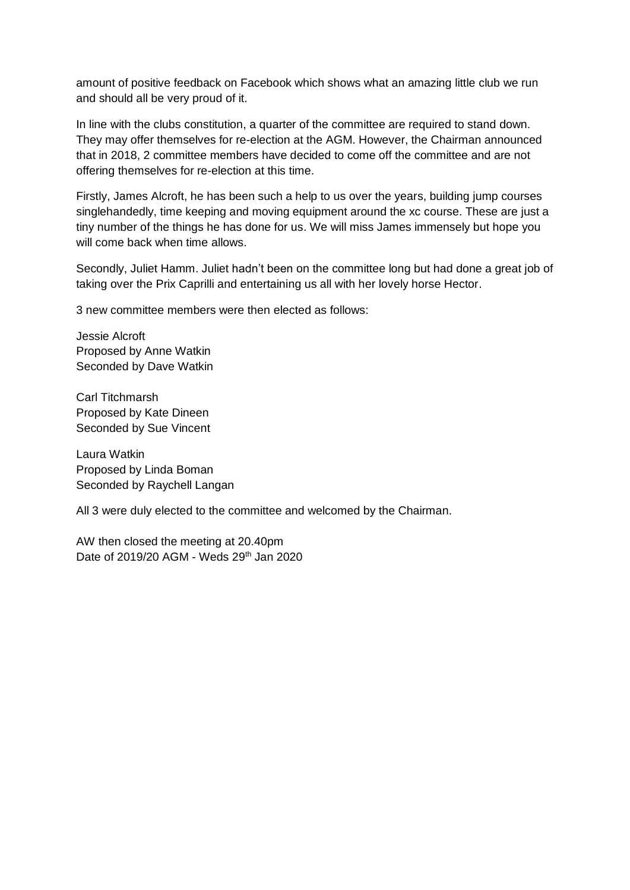amount of positive feedback on Facebook which shows what an amazing little club we run and should all be very proud of it.

In line with the clubs constitution, a quarter of the committee are required to stand down. They may offer themselves for re-election at the AGM. However, the Chairman announced that in 2018, 2 committee members have decided to come off the committee and are not offering themselves for re-election at this time.

Firstly, James Alcroft, he has been such a help to us over the years, building jump courses singlehandedly, time keeping and moving equipment around the xc course. These are just a tiny number of the things he has done for us. We will miss James immensely but hope you will come back when time allows.

Secondly, Juliet Hamm. Juliet hadn't been on the committee long but had done a great job of taking over the Prix Caprilli and entertaining us all with her lovely horse Hector.

3 new committee members were then elected as follows:

Jessie Alcroft
Proposed by Anne Watkin
Seconded by Dave Watkin

Carl Titchmarsh
Proposed by Kate Dineen
Seconded by Sue Vincent

Laura Watkin
Proposed by Linda Boman
Seconded by Raychell Langan

All 3 were duly elected to the committee and welcomed by the Chairman.

AW then closed the meeting at 20.40pm
Date of 2019/20 AGM - Weds 29th Jan 2020